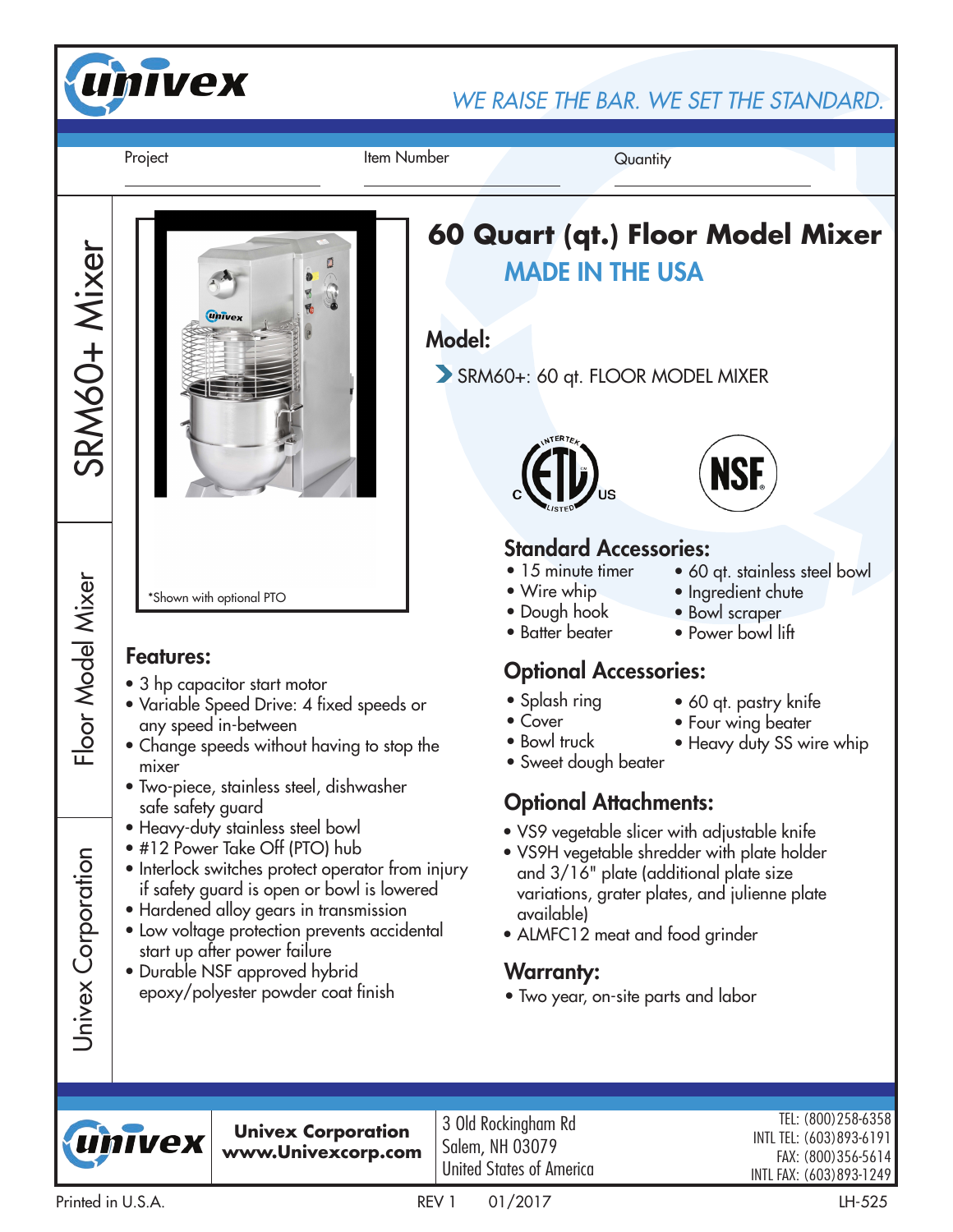# univex

*WE RAISE THE BAR. WE SET THE STANDARD.*

Project ______________ Item Number ______________ Quantity ______________

SRM60+ Mixer

Floor Model Mixer

Univex Corporation

*Shown with optional PTO

# 60 Quart (qt.) Floor Model Mixer

## MADE IN THE USA

## Model:

- SRM60+: 60 qt. FLOOR MODEL MIXER

## Features:

- 3 hp capacitor start motor
- Variable Speed Drive: 4 fixed speeds or any speed in-between
- Change speeds without having to stop the mixer
- Two-piece, stainless steel, dishwasher safe safety guard
- Heavy-duty stainless steel bowl
- #12 Power Take Off (PTO) hub
- Interlock switches protect operator from injury if safety guard is open or bowl is lowered
- Hardened alloy gears in transmission
- Low voltage protection prevents accidental start up after power failure
- Durable NSF approved hybrid epoxy/polyester powder coat finish

## Standard Accessories:

- 15 minute timer
- Wire whip
- Dough hook
- Batter beater
- 60 qt. stainless steel bowl
- Ingredient chute
- Bowl scraper
- Power bowl lift

## Optional Accessories:

- Splash ring
- Cover
- Bowl truck
- Sweet dough beater
- 60 qt. pastry knife
- Four wing beater
- Heavy duty SS wire whip

## Optional Attachments:

- VS9 vegetable slicer with adjustable knife
- VS9H vegetable shredder with plate holder and 3/16" plate (additional plate size variations, grater plates, and julienne plate available)
- ALMFC12 meat and food grinder

## Warranty:

- Two year, on-site parts and labor

**Univex Corporation**
**www.Univexcorp.com**

3 Old Rockingham Rd
Salem, NH 03079
United States of America

TEL: (800)258-6358
INTL TEL: (603)893-6191
FAX: (800)356-5614
INTL FAX: (603)893-1249

Printed in U.S.A. REV 1 01/2017 LH-525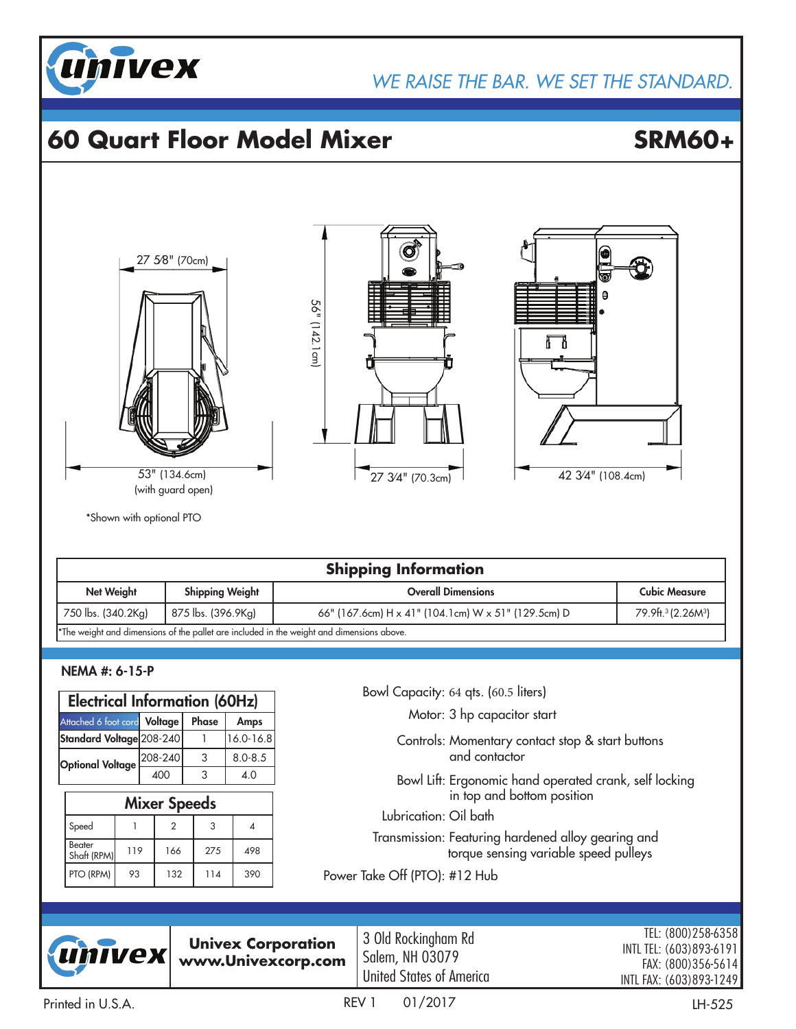# 60 Quart Floor Model Mixer

## SRM60+

WE RAISE THE BAR. WE SET THE STANDARD.

27 5⁄8" (70cm)

53" (134.6cm)
(with guard open)

56" (142.1cm)

27 3⁄4" (70.3cm)

42 3⁄4" (108.4cm)

*Shown with optional PTO

## Shipping Information

| Net Weight | Shipping Weight | Overall Dimensions | Cubic Measure |
|---|---|---|---|
| 750 lbs. (340.2Kg) | 875 lbs. (396.9Kg) | 66" (167.6cm) H x 41" (104.1cm) W x 51" (129.5cm) D | 79.9ft.[3] (2.26M[3]) |

*The weight and dimensions of the pallet are included in the weight and dimensions above.

**NEMA #: 6-15-P**

### Electrical Information (60Hz)

| Attached 6 foot cord | Voltage | Phase | Amps |
|---|---|---|---|
| Standard Voltage | 208-240 | 1 | 16.0-16.8 |
| Optional Voltage | 208-240 | 3 | 8.0-8.5 |
| | 400 | 3 | 4.0 |

### Mixer Speeds

| Speed | 1 | 2 | 3 | 4 |
|---|---|---|---|---|
| Beater Shaft (RPM) | 119 | 166 | 275 | 498 |
| PTO (RPM) | 93 | 132 | 114 | 390 |

Bowl Capacity: 64 qts. (60.5 liters)

Motor: 3 hp capacitor start

Controls: Momentary contact stop & start buttons and contactor

Bowl Lift: Ergonomic hand operated crank, self locking in top and bottom position

Lubrication: Oil bath

Transmission: Featuring hardened alloy gearing and torque sensing variable speed pulleys

Power Take Off (PTO): #12 Hub

**Univex Corporation**
**www.Univexcorp.com**

3 Old Rockingham Rd
Salem, NH 03079
United States of America

TEL: (800)258-6358
INTL TEL: (603)893-6191
FAX: (800)356-5614
INTL FAX: (603)893-1249

Printed in U.S.A. REV 1 01/2017 LH-525